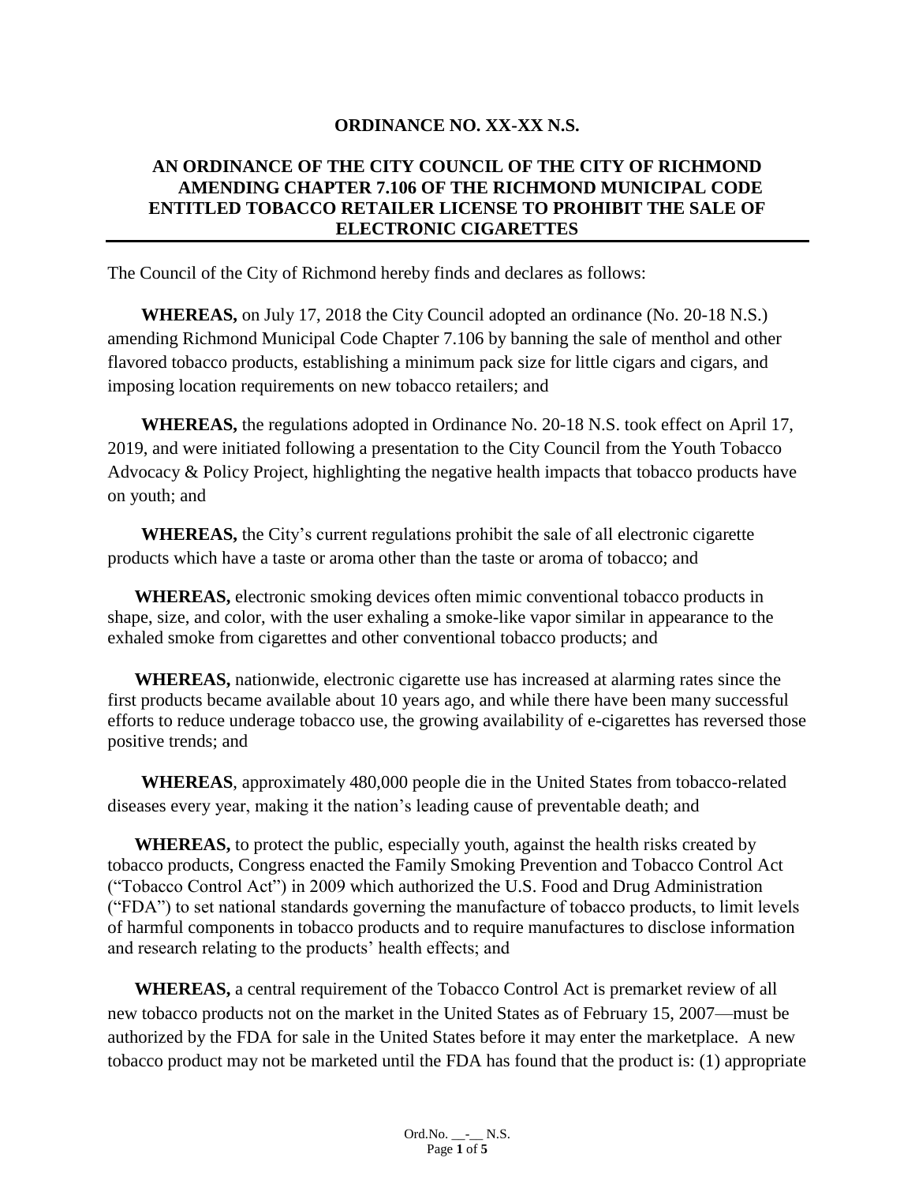**ORDINANCE NO. XX-XX N.S.**

**AN ORDINANCE OF THE CITY COUNCIL OF THE CITY OF RICHMOND AMENDING CHAPTER 7.106 OF THE RICHMOND MUNICIPAL CODE ENTITLED TOBACCO RETAILER LICENSE TO PROHIBIT THE SALE OF ELECTRONIC CIGARETTES**

The Council of the City of Richmond hereby finds and declares as follows:

**WHEREAS,** on July 17, 2018 the City Council adopted an ordinance (No. 20-18 N.S.) amending Richmond Municipal Code Chapter 7.106 by banning the sale of menthol and other flavored tobacco products, establishing a minimum pack size for little cigars and cigars, and imposing location requirements on new tobacco retailers; and

**WHEREAS,** the regulations adopted in Ordinance No. 20-18 N.S. took effect on April 17, 2019, and were initiated following a presentation to the City Council from the Youth Tobacco Advocacy & Policy Project, highlighting the negative health impacts that tobacco products have on youth; and

**WHEREAS,** the City's current regulations prohibit the sale of all electronic cigarette products which have a taste or aroma other than the taste or aroma of tobacco; and

**WHEREAS,** electronic smoking devices often mimic conventional tobacco products in shape, size, and color, with the user exhaling a smoke-like vapor similar in appearance to the exhaled smoke from cigarettes and other conventional tobacco products; and

**WHEREAS,** nationwide, electronic cigarette use has increased at alarming rates since the first products became available about 10 years ago, and while there have been many successful efforts to reduce underage tobacco use, the growing availability of e-cigarettes has reversed those positive trends; and

**WHEREAS**, approximately 480,000 people die in the United States from tobacco-related diseases every year, making it the nation's leading cause of preventable death; and

**WHEREAS,** to protect the public, especially youth, against the health risks created by tobacco products, Congress enacted the Family Smoking Prevention and Tobacco Control Act ("Tobacco Control Act") in 2009 which authorized the U.S. Food and Drug Administration ("FDA") to set national standards governing the manufacture of tobacco products, to limit levels of harmful components in tobacco products and to require manufactures to disclose information and research relating to the products' health effects; and

**WHEREAS,** a central requirement of the Tobacco Control Act is premarket review of all new tobacco products not on the market in the United States as of February 15, 2007—must be authorized by the FDA for sale in the United States before it may enter the marketplace. A new tobacco product may not be marketed until the FDA has found that the product is: (1) appropriate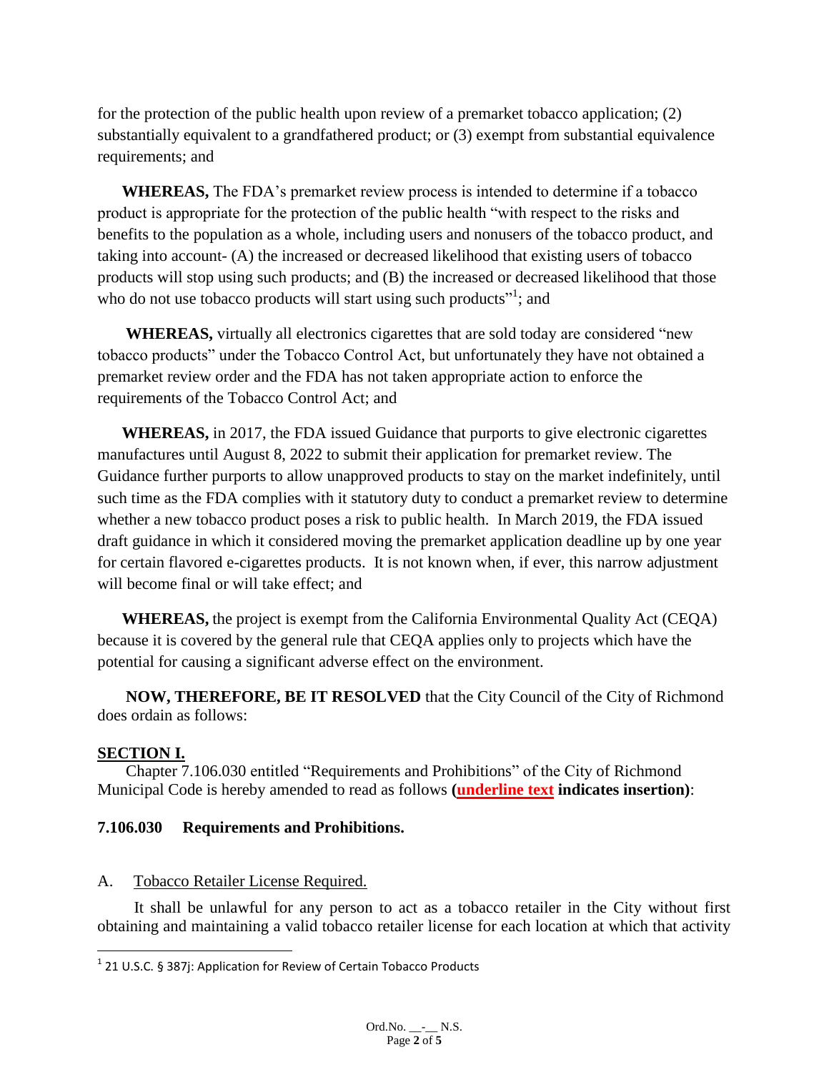for the protection of the public health upon review of a premarket tobacco application; (2) substantially equivalent to a grandfathered product; or (3) exempt from substantial equivalence requirements; and

**WHEREAS,** The FDA's premarket review process is intended to determine if a tobacco product is appropriate for the protection of the public health "with respect to the risks and benefits to the population as a whole, including users and nonusers of the tobacco product, and taking into account- (A) the increased or decreased likelihood that existing users of tobacco products will stop using such products; and (B) the increased or decreased likelihood that those who do not use tobacco products will start using such products"[1]; and

**WHEREAS,** virtually all electronics cigarettes that are sold today are considered "new tobacco products" under the Tobacco Control Act, but unfortunately they have not obtained a premarket review order and the FDA has not taken appropriate action to enforce the requirements of the Tobacco Control Act; and

**WHEREAS,** in 2017, the FDA issued Guidance that purports to give electronic cigarettes manufactures until August 8, 2022 to submit their application for premarket review. The Guidance further purports to allow unapproved products to stay on the market indefinitely, until such time as the FDA complies with it statutory duty to conduct a premarket review to determine whether a new tobacco product poses a risk to public health. In March 2019, the FDA issued draft guidance in which it considered moving the premarket application deadline up by one year for certain flavored e-cigarettes products. It is not known when, if ever, this narrow adjustment will become final or will take effect; and

**WHEREAS,** the project is exempt from the California Environmental Quality Act (CEQA) because it is covered by the general rule that CEQA applies only to projects which have the potential for causing a significant adverse effect on the environment.

**NOW, THEREFORE, BE IT RESOLVED** that the City Council of the City of Richmond does ordain as follows:

**SECTION I.**

Chapter 7.106.030 entitled "Requirements and Prohibitions" of the City of Richmond Municipal Code is hereby amended to read as follows **(underline text indicates insertion)**:

**7.106.030 Requirements and Prohibitions.**

A. Tobacco Retailer License Required.

It shall be unlawful for any person to act as a tobacco retailer in the City without first obtaining and maintaining a valid tobacco retailer license for each location at which that activity

[1] 21 U.S.C. § 387j: Application for Review of Certain Tobacco Products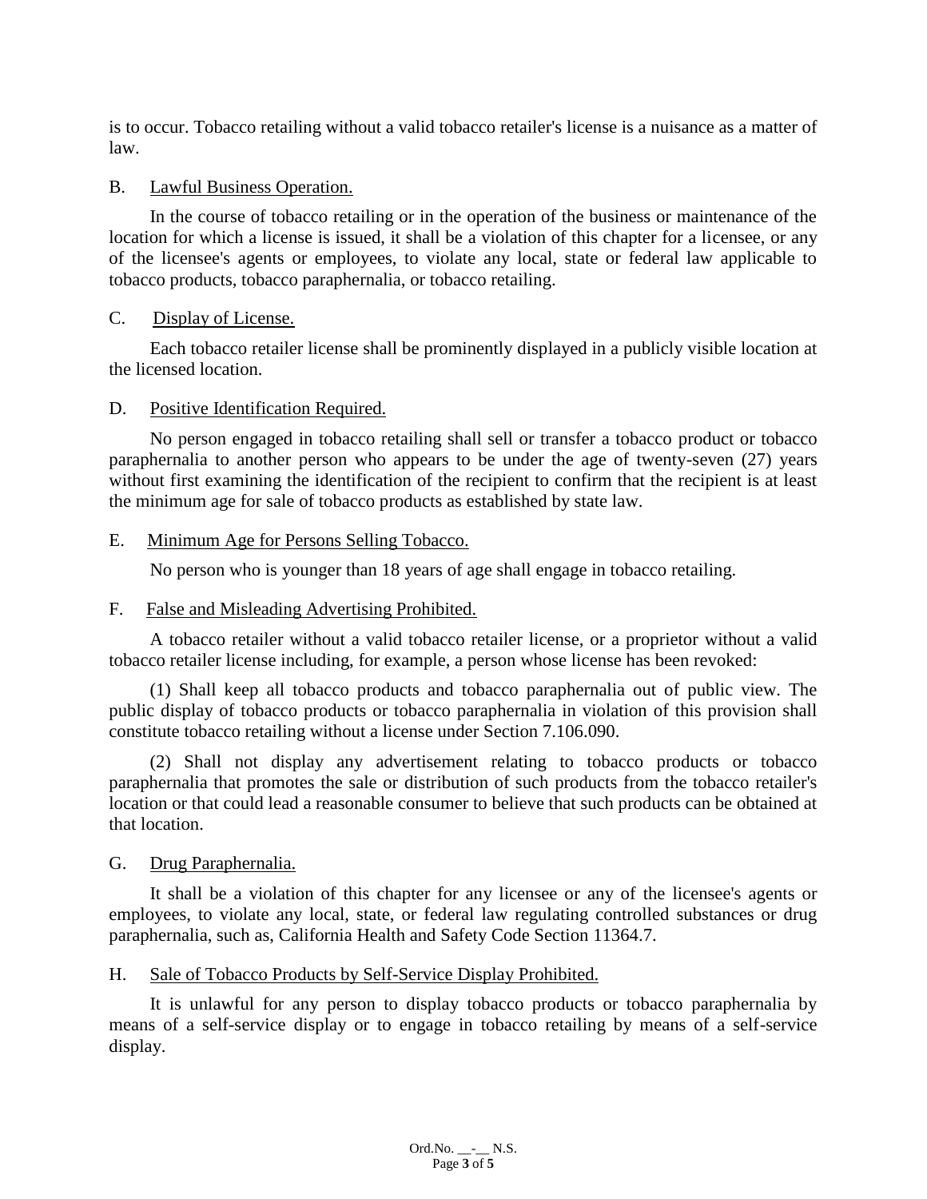is to occur. Tobacco retailing without a valid tobacco retailer's license is a nuisance as a matter of law.

B. Lawful Business Operation.

In the course of tobacco retailing or in the operation of the business or maintenance of the location for which a license is issued, it shall be a violation of this chapter for a licensee, or any of the licensee's agents or employees, to violate any local, state or federal law applicable to tobacco products, tobacco paraphernalia, or tobacco retailing.

C. Display of License.

Each tobacco retailer license shall be prominently displayed in a publicly visible location at the licensed location.

D. Positive Identification Required.

No person engaged in tobacco retailing shall sell or transfer a tobacco product or tobacco paraphernalia to another person who appears to be under the age of twenty-seven (27) years without first examining the identification of the recipient to confirm that the recipient is at least the minimum age for sale of tobacco products as established by state law.

E. Minimum Age for Persons Selling Tobacco.

No person who is younger than 18 years of age shall engage in tobacco retailing.

F. False and Misleading Advertising Prohibited.

A tobacco retailer without a valid tobacco retailer license, or a proprietor without a valid tobacco retailer license including, for example, a person whose license has been revoked:

(1) Shall keep all tobacco products and tobacco paraphernalia out of public view. The public display of tobacco products or tobacco paraphernalia in violation of this provision shall constitute tobacco retailing without a license under Section 7.106.090.

(2) Shall not display any advertisement relating to tobacco products or tobacco paraphernalia that promotes the sale or distribution of such products from the tobacco retailer's location or that could lead a reasonable consumer to believe that such products can be obtained at that location.

G. Drug Paraphernalia.

It shall be a violation of this chapter for any licensee or any of the licensee's agents or employees, to violate any local, state, or federal law regulating controlled substances or drug paraphernalia, such as, California Health and Safety Code Section 11364.7.

H. Sale of Tobacco Products by Self-Service Display Prohibited.

It is unlawful for any person to display tobacco products or tobacco paraphernalia by means of a self-service display or to engage in tobacco retailing by means of a self-service display.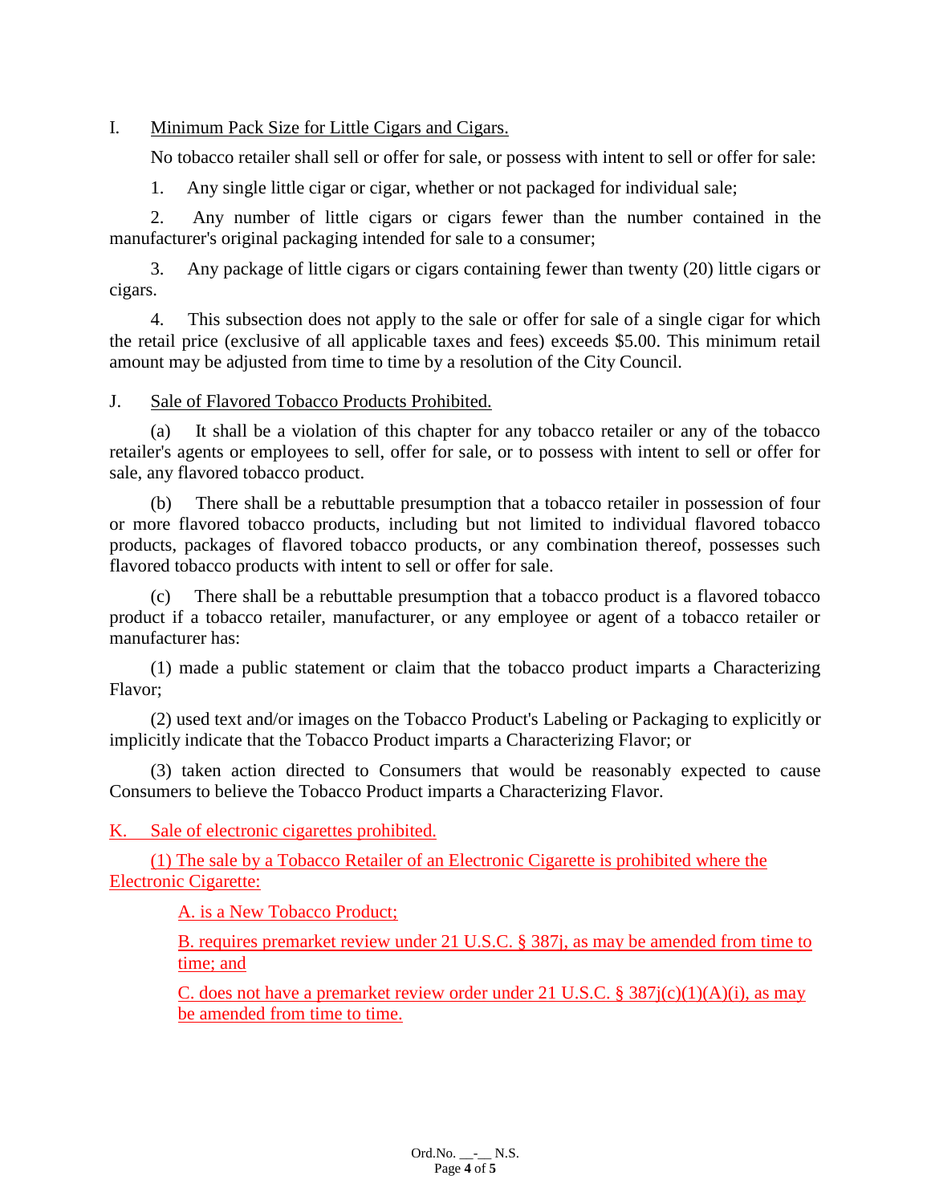I. Minimum Pack Size for Little Cigars and Cigars.

No tobacco retailer shall sell or offer for sale, or possess with intent to sell or offer for sale:

1. Any single little cigar or cigar, whether or not packaged for individual sale;

2. Any number of little cigars or cigars fewer than the number contained in the manufacturer's original packaging intended for sale to a consumer;

3. Any package of little cigars or cigars containing fewer than twenty (20) little cigars or cigars.

4. This subsection does not apply to the sale or offer for sale of a single cigar for which the retail price (exclusive of all applicable taxes and fees) exceeds $5.00. This minimum retail amount may be adjusted from time to time by a resolution of the City Council.

J. Sale of Flavored Tobacco Products Prohibited.

(a) It shall be a violation of this chapter for any tobacco retailer or any of the tobacco retailer's agents or employees to sell, offer for sale, or to possess with intent to sell or offer for sale, any flavored tobacco product.

(b) There shall be a rebuttable presumption that a tobacco retailer in possession of four or more flavored tobacco products, including but not limited to individual flavored tobacco products, packages of flavored tobacco products, or any combination thereof, possesses such flavored tobacco products with intent to sell or offer for sale.

(c) There shall be a rebuttable presumption that a tobacco product is a flavored tobacco product if a tobacco retailer, manufacturer, or any employee or agent of a tobacco retailer or manufacturer has:

(1) made a public statement or claim that the tobacco product imparts a Characterizing Flavor;

(2) used text and/or images on the Tobacco Product's Labeling or Packaging to explicitly or implicitly indicate that the Tobacco Product imparts a Characterizing Flavor; or

(3) taken action directed to Consumers that would be reasonably expected to cause Consumers to believe the Tobacco Product imparts a Characterizing Flavor.

K. Sale of electronic cigarettes prohibited.

(1) The sale by a Tobacco Retailer of an Electronic Cigarette is prohibited where the Electronic Cigarette:

A. is a New Tobacco Product;

B. requires premarket review under 21 U.S.C. § 387j, as may be amended from time to time; and

C. does not have a premarket review order under 21 U.S.C. § 387j(c)(1)(A)(i), as may be amended from time to time.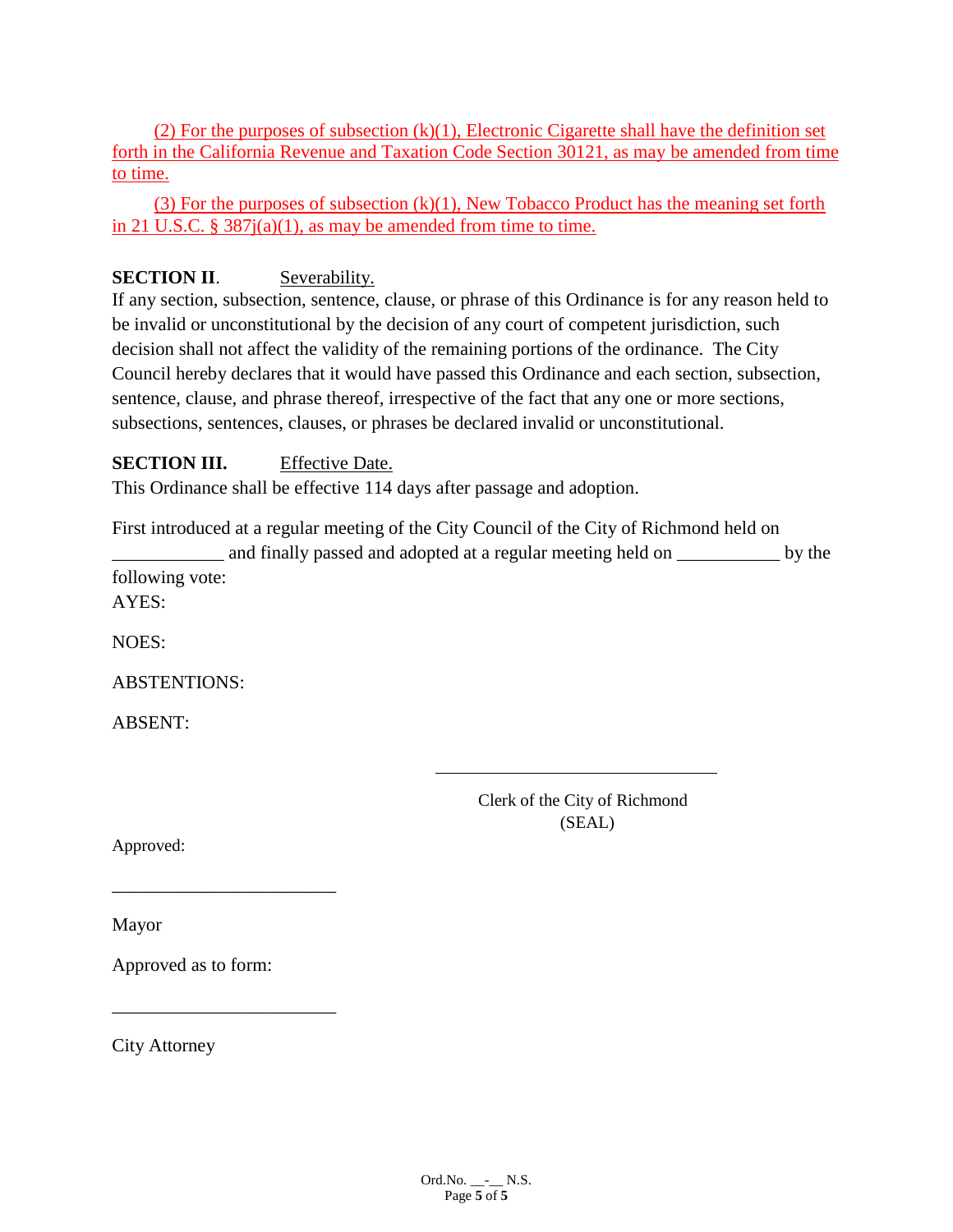(2) For the purposes of subsection (k)(1), Electronic Cigarette shall have the definition set forth in the California Revenue and Taxation Code Section 30121, as may be amended from time to time.

(3) For the purposes of subsection (k)(1), New Tobacco Product has the meaning set forth in 21 U.S.C. § 387j(a)(1), as may be amended from time to time.

**SECTION II**. Severability.

If any section, subsection, sentence, clause, or phrase of this Ordinance is for any reason held to be invalid or unconstitutional by the decision of any court of competent jurisdiction, such decision shall not affect the validity of the remaining portions of the ordinance. The City Council hereby declares that it would have passed this Ordinance and each section, subsection, sentence, clause, and phrase thereof, irrespective of the fact that any one or more sections, subsections, sentences, clauses, or phrases be declared invalid or unconstitutional.

**SECTION III.** Effective Date.

This Ordinance shall be effective 114 days after passage and adoption.

First introduced at a regular meeting of the City Council of the City of Richmond held on ____________ and finally passed and adopted at a regular meeting held on ___________ by the following vote:

AYES:

NOES:

ABSTENTIONS:

ABSENT:

________________________________

Clerk of the City of Richmond
(SEAL)

Approved:

________________________

Mayor

Approved as to form:

________________________

City Attorney

Ord.No. __-__ N.S.